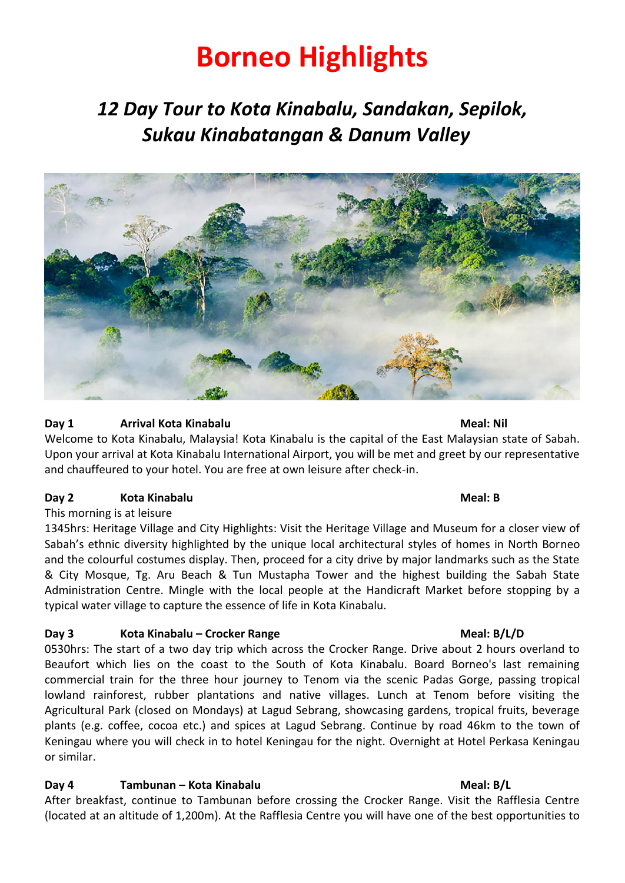# Borneo Highlights

## *12 Day Tour to Kota Kinabalu, Sandakan, Sepilok, Sukau Kinabatangan & Danum Valley*

**Day 1 Arrival Kota Kinabalu Meal: Nil**

Welcome to Kota Kinabalu, Malaysia! Kota Kinabalu is the capital of the East Malaysian state of Sabah. Upon your arrival at Kota Kinabalu International Airport, you will be met and greet by our representative and chauffeured to your hotel. You are free at own leisure after check-in.

**Day 2 Kota Kinabalu Meal: B**

This morning is at leisure

1345hrs: Heritage Village and City Highlights: Visit the Heritage Village and Museum for a closer view of Sabah's ethnic diversity highlighted by the unique local architectural styles of homes in North Borneo and the colourful costumes display. Then, proceed for a city drive by major landmarks such as the State & City Mosque, Tg. Aru Beach & Tun Mustapha Tower and the highest building the Sabah State Administration Centre. Mingle with the local people at the Handicraft Market before stopping by a typical water village to capture the essence of life in Kota Kinabalu.

**Day 3 Kota Kinabalu – Crocker Range Meal: B/L/D**

0530hrs: The start of a two day trip which across the Crocker Range. Drive about 2 hours overland to Beaufort which lies on the coast to the South of Kota Kinabalu. Board Borneo's last remaining commercial train for the three hour journey to Tenom via the scenic Padas Gorge, passing tropical lowland rainforest, rubber plantations and native villages. Lunch at Tenom before visiting the Agricultural Park (closed on Mondays) at Lagud Sebrang, showcasing gardens, tropical fruits, beverage plants (e.g. coffee, cocoa etc.) and spices at Lagud Sebrang. Continue by road 46km to the town of Keningau where you will check in to hotel Keningau for the night. Overnight at Hotel Perkasa Keningau or similar.

**Day 4 Tambunan – Kota Kinabalu Meal: B/L**

After breakfast, continue to Tambunan before crossing the Crocker Range. Visit the Rafflesia Centre (located at an altitude of 1,200m). At the Rafflesia Centre you will have one of the best opportunities to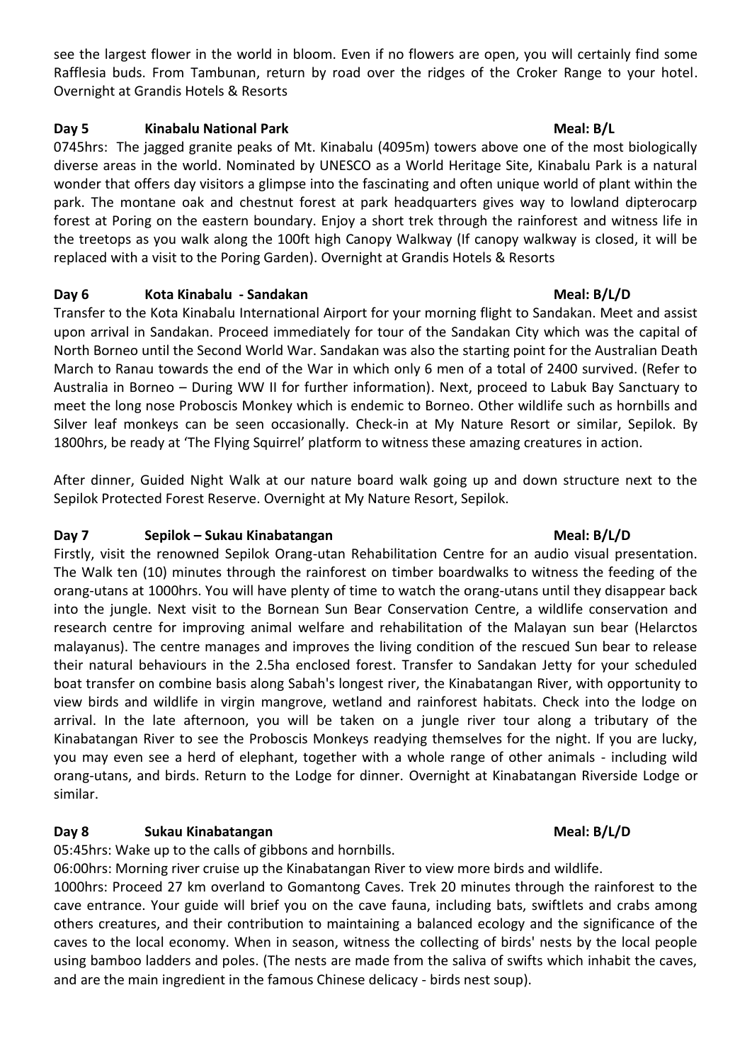see the largest flower in the world in bloom. Even if no flowers are open, you will certainly find some Rafflesia buds. From Tambunan, return by road over the ridges of the Croker Range to your hotel. Overnight at Grandis Hotels & Resorts

**Day 5 Kinabalu National Park — Meal: B/L**

0745hrs: The jagged granite peaks of Mt. Kinabalu (4095m) towers above one of the most biologically diverse areas in the world. Nominated by UNESCO as a World Heritage Site, Kinabalu Park is a natural wonder that offers day visitors a glimpse into the fascinating and often unique world of plant within the park. The montane oak and chestnut forest at park headquarters gives way to lowland dipterocarp forest at Poring on the eastern boundary. Enjoy a short trek through the rainforest and witness life in the treetops as you walk along the 100ft high Canopy Walkway (If canopy walkway is closed, it will be replaced with a visit to the Poring Garden). Overnight at Grandis Hotels & Resorts

**Day 6 Kota Kinabalu - Sandakan — Meal: B/L/D**

Transfer to the Kota Kinabalu International Airport for your morning flight to Sandakan. Meet and assist upon arrival in Sandakan. Proceed immediately for tour of the Sandakan City which was the capital of North Borneo until the Second World War. Sandakan was also the starting point for the Australian Death March to Ranau towards the end of the War in which only 6 men of a total of 2400 survived. (Refer to Australia in Borneo – During WW II for further information). Next, proceed to Labuk Bay Sanctuary to meet the long nose Proboscis Monkey which is endemic to Borneo. Other wildlife such as hornbills and Silver leaf monkeys can be seen occasionally. Check-in at My Nature Resort or similar, Sepilok. By 1800hrs, be ready at 'The Flying Squirrel' platform to witness these amazing creatures in action.

After dinner, Guided Night Walk at our nature board walk going up and down structure next to the Sepilok Protected Forest Reserve. Overnight at My Nature Resort, Sepilok.

**Day 7 Sepilok – Sukau Kinabatangan — Meal: B/L/D**

Firstly, visit the renowned Sepilok Orang-utan Rehabilitation Centre for an audio visual presentation. The Walk ten (10) minutes through the rainforest on timber boardwalks to witness the feeding of the orang-utans at 1000hrs. You will have plenty of time to watch the orang-utans until they disappear back into the jungle. Next visit to the Bornean Sun Bear Conservation Centre, a wildlife conservation and research centre for improving animal welfare and rehabilitation of the Malayan sun bear (Helarctos malayanus). The centre manages and improves the living condition of the rescued Sun bear to release their natural behaviours in the 2.5ha enclosed forest. Transfer to Sandakan Jetty for your scheduled boat transfer on combine basis along Sabah's longest river, the Kinabatangan River, with opportunity to view birds and wildlife in virgin mangrove, wetland and rainforest habitats. Check into the lodge on arrival. In the late afternoon, you will be taken on a jungle river tour along a tributary of the Kinabatangan River to see the Proboscis Monkeys readying themselves for the night. If you are lucky, you may even see a herd of elephant, together with a whole range of other animals - including wild orang-utans, and birds. Return to the Lodge for dinner. Overnight at Kinabatangan Riverside Lodge or similar.

**Day 8 Sukau Kinabatangan — Meal: B/L/D**

05:45hrs: Wake up to the calls of gibbons and hornbills.

06:00hrs: Morning river cruise up the Kinabatangan River to view more birds and wildlife.

1000hrs: Proceed 27 km overland to Gomantong Caves. Trek 20 minutes through the rainforest to the cave entrance. Your guide will brief you on the cave fauna, including bats, swiftlets and crabs among others creatures, and their contribution to maintaining a balanced ecology and the significance of the caves to the local economy. When in season, witness the collecting of birds' nests by the local people using bamboo ladders and poles. (The nests are made from the saliva of swifts which inhabit the caves, and are the main ingredient in the famous Chinese delicacy - birds nest soup).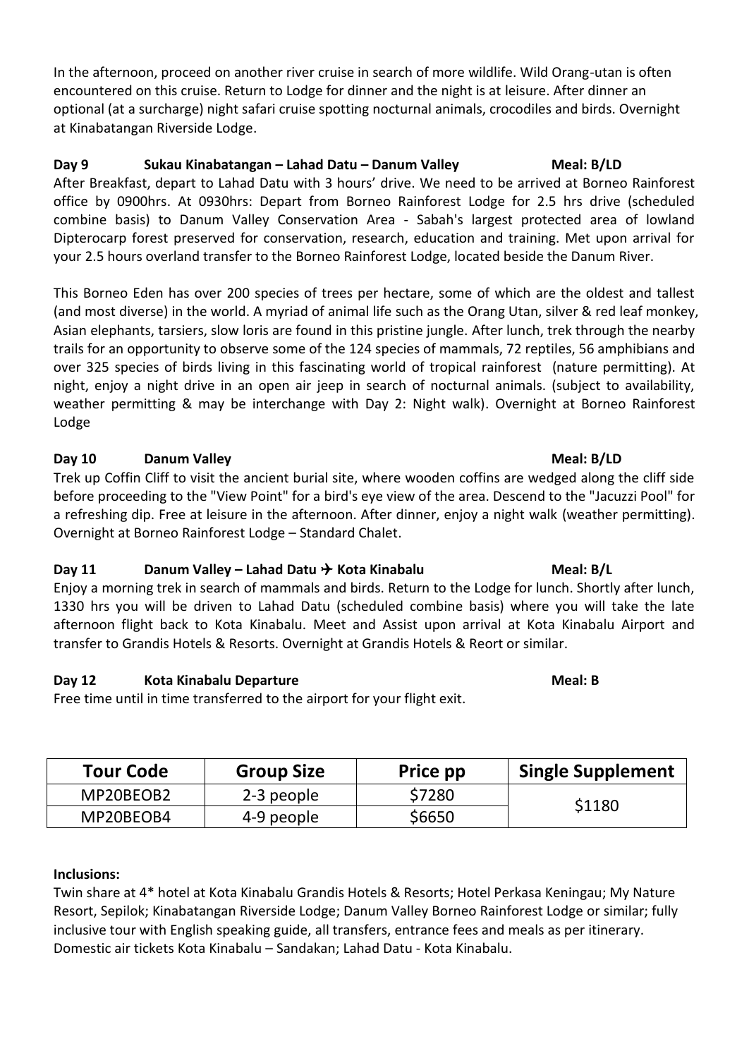In the afternoon, proceed on another river cruise in search of more wildlife. Wild Orang-utan is often encountered on this cruise. Return to Lodge for dinner and the night is at leisure. After dinner an optional (at a surcharge) night safari cruise spotting nocturnal animals, crocodiles and birds. Overnight at Kinabatangan Riverside Lodge.

**Day 9 Sukau Kinabatangan – Lahad Datu – Danum Valley Meal: B/LD**

After Breakfast, depart to Lahad Datu with 3 hours' drive. We need to be arrived at Borneo Rainforest office by 0900hrs. At 0930hrs: Depart from Borneo Rainforest Lodge for 2.5 hrs drive (scheduled combine basis) to Danum Valley Conservation Area - Sabah's largest protected area of lowland Dipterocarp forest preserved for conservation, research, education and training. Met upon arrival for your 2.5 hours overland transfer to the Borneo Rainforest Lodge, located beside the Danum River.

This Borneo Eden has over 200 species of trees per hectare, some of which are the oldest and tallest (and most diverse) in the world. A myriad of animal life such as the Orang Utan, silver & red leaf monkey, Asian elephants, tarsiers, slow loris are found in this pristine jungle. After lunch, trek through the nearby trails for an opportunity to observe some of the 124 species of mammals, 72 reptiles, 56 amphibians and over 325 species of birds living in this fascinating world of tropical rainforest (nature permitting). At night, enjoy a night drive in an open air jeep in search of nocturnal animals. (subject to availability, weather permitting & may be interchange with Day 2: Night walk). Overnight at Borneo Rainforest Lodge

**Day 10 Danum Valley Meal: B/LD**

Trek up Coffin Cliff to visit the ancient burial site, where wooden coffins are wedged along the cliff side before proceeding to the "View Point" for a bird's eye view of the area. Descend to the "Jacuzzi Pool" for a refreshing dip. Free at leisure in the afternoon. After dinner, enjoy a night walk (weather permitting). Overnight at Borneo Rainforest Lodge – Standard Chalet.

**Day 11 Danum Valley – Lahad Datu ✈ Kota Kinabalu Meal: B/L**

Enjoy a morning trek in search of mammals and birds. Return to the Lodge for lunch. Shortly after lunch, 1330 hrs you will be driven to Lahad Datu (scheduled combine basis) where you will take the late afternoon flight back to Kota Kinabalu. Meet and Assist upon arrival at Kota Kinabalu Airport and transfer to Grandis Hotels & Resorts. Overnight at Grandis Hotels & Reort or similar.

**Day 12 Kota Kinabalu Departure Meal: B**

Free time until in time transferred to the airport for your flight exit.

| Tour Code | Group Size | Price pp | Single Supplement |
|---|---|---|---|
| MP20BEOB2 | 2-3 people | $7280 | $1180 |
| MP20BEOB4 | 4-9 people | $6650 | |

**Inclusions:**

Twin share at 4* hotel at Kota Kinabalu Grandis Hotels & Resorts; Hotel Perkasa Keningau; My Nature Resort, Sepilok; Kinabatangan Riverside Lodge; Danum Valley Borneo Rainforest Lodge or similar; fully inclusive tour with English speaking guide, all transfers, entrance fees and meals as per itinerary. Domestic air tickets Kota Kinabalu – Sandakan; Lahad Datu - Kota Kinabalu.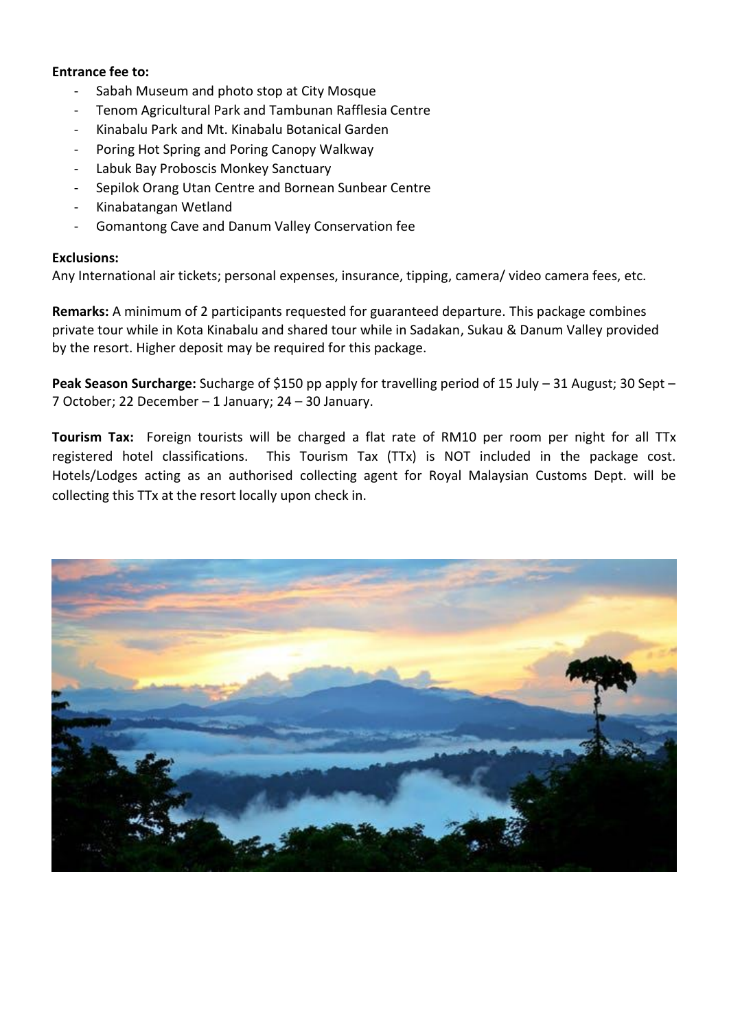**Entrance fee to:**

- Sabah Museum and photo stop at City Mosque
- Tenom Agricultural Park and Tambunan Rafflesia Centre
- Kinabalu Park and Mt. Kinabalu Botanical Garden
- Poring Hot Spring and Poring Canopy Walkway
- Labuk Bay Proboscis Monkey Sanctuary
- Sepilok Orang Utan Centre and Bornean Sunbear Centre
- Kinabatangan Wetland
- Gomantong Cave and Danum Valley Conservation fee

**Exclusions:**
Any International air tickets; personal expenses, insurance, tipping, camera/ video camera fees, etc.

**Remarks:** A minimum of 2 participants requested for guaranteed departure. This package combines private tour while in Kota Kinabalu and shared tour while in Sadakan, Sukau & Danum Valley provided by the resort. Higher deposit may be required for this package.

**Peak Season Surcharge:** Sucharge of $150 pp apply for travelling period of 15 July – 31 August; 30 Sept – 7 October; 22 December – 1 January; 24 – 30 January.

**Tourism Tax:** Foreign tourists will be charged a flat rate of RM10 per room per night for all TTx registered hotel classifications. This Tourism Tax (TTx) is NOT included in the package cost. Hotels/Lodges acting as an authorised collecting agent for Royal Malaysian Customs Dept. will be collecting this TTx at the resort locally upon check in.